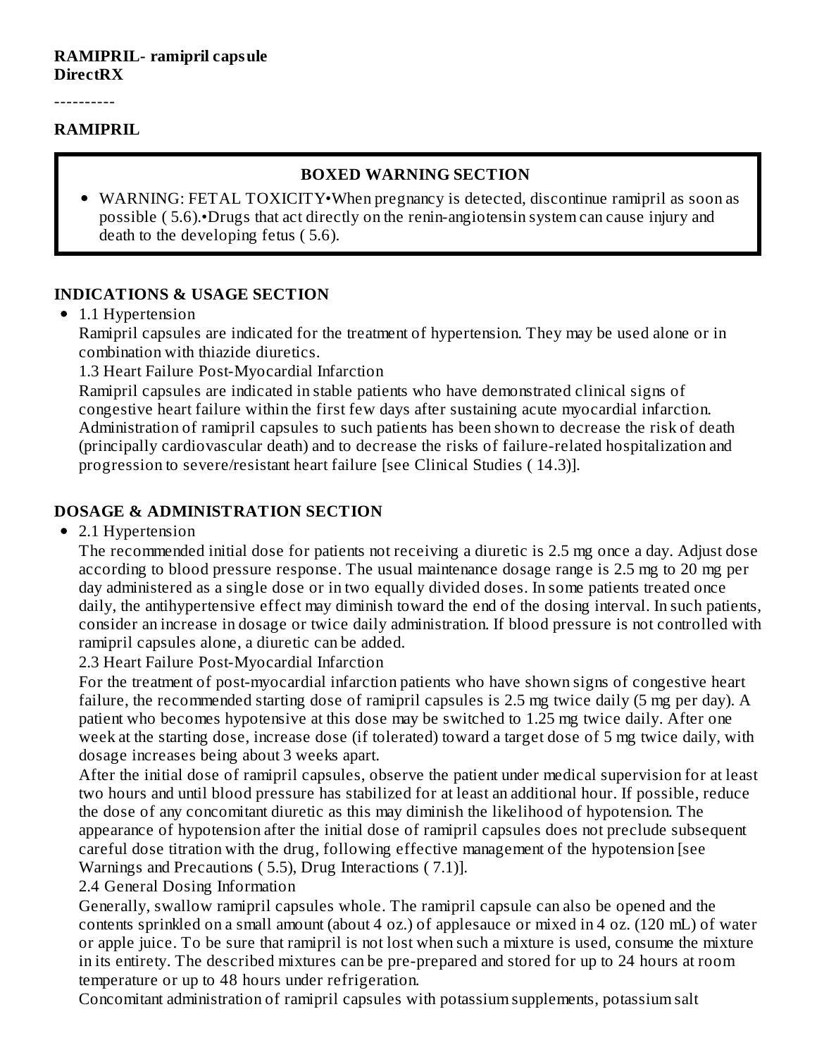**RAMIPRIL- ramipril capsule**
**DirectRX**

----------

**RAMIPRIL**

**BOXED WARNING SECTION**

- WARNING: FETAL TOXICITY•When pregnancy is detected, discontinue ramipril as soon as possible ( 5.6).•Drugs that act directly on the renin-angiotensin system can cause injury and death to the developing fetus ( 5.6).

## INDICATIONS & USAGE SECTION

- 1.1 Hypertension

  Ramipril capsules are indicated for the treatment of hypertension. They may be used alone or in combination with thiazide diuretics.

  1.3 Heart Failure Post-Myocardial Infarction

  Ramipril capsules are indicated in stable patients who have demonstrated clinical signs of congestive heart failure within the first few days after sustaining acute myocardial infarction. Administration of ramipril capsules to such patients has been shown to decrease the risk of death (principally cardiovascular death) and to decrease the risks of failure-related hospitalization and progression to severe/resistant heart failure [see Clinical Studies ( 14.3)].

## DOSAGE & ADMINISTRATION SECTION

- 2.1 Hypertension

  The recommended initial dose for patients not receiving a diuretic is 2.5 mg once a day. Adjust dose according to blood pressure response. The usual maintenance dosage range is 2.5 mg to 20 mg per day administered as a single dose or in two equally divided doses. In some patients treated once daily, the antihypertensive effect may diminish toward the end of the dosing interval. In such patients, consider an increase in dosage or twice daily administration. If blood pressure is not controlled with ramipril capsules alone, a diuretic can be added.

  2.3 Heart Failure Post-Myocardial Infarction

  For the treatment of post-myocardial infarction patients who have shown signs of congestive heart failure, the recommended starting dose of ramipril capsules is 2.5 mg twice daily (5 mg per day). A patient who becomes hypotensive at this dose may be switched to 1.25 mg twice daily. After one week at the starting dose, increase dose (if tolerated) toward a target dose of 5 mg twice daily, with dosage increases being about 3 weeks apart.

  After the initial dose of ramipril capsules, observe the patient under medical supervision for at least two hours and until blood pressure has stabilized for at least an additional hour. If possible, reduce the dose of any concomitant diuretic as this may diminish the likelihood of hypotension. The appearance of hypotension after the initial dose of ramipril capsules does not preclude subsequent careful dose titration with the drug, following effective management of the hypotension [see Warnings and Precautions ( 5.5), Drug Interactions ( 7.1)].

  2.4 General Dosing Information

  Generally, swallow ramipril capsules whole. The ramipril capsule can also be opened and the contents sprinkled on a small amount (about 4 oz.) of applesauce or mixed in 4 oz. (120 mL) of water or apple juice. To be sure that ramipril is not lost when such a mixture is used, consume the mixture in its entirety. The described mixtures can be pre-prepared and stored for up to 24 hours at room temperature or up to 48 hours under refrigeration.

  Concomitant administration of ramipril capsules with potassium supplements, potassium salt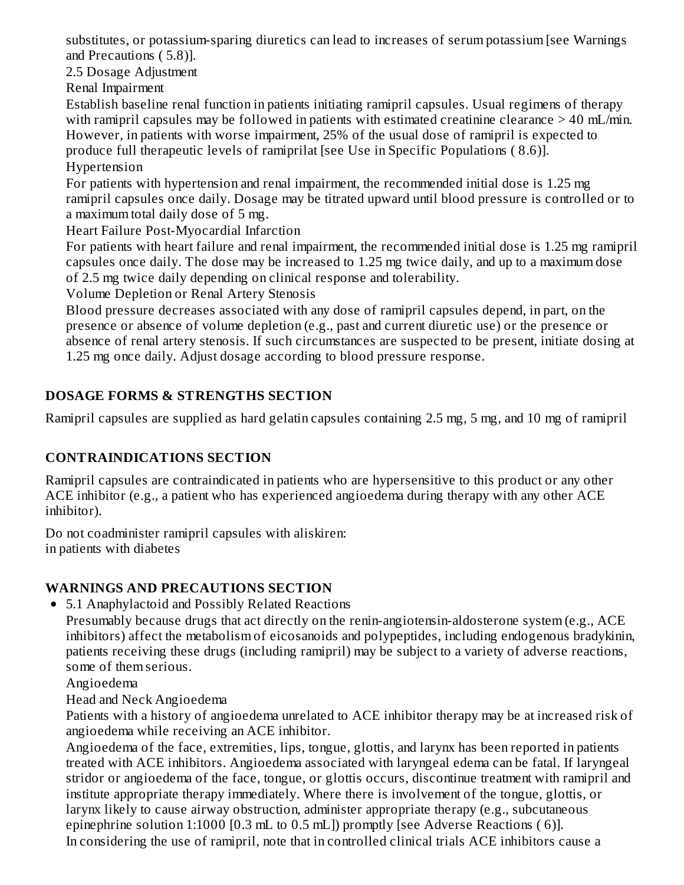substitutes, or potassium-sparing diuretics can lead to increases of serum potassium [see Warnings and Precautions ( 5.8)].

2.5 Dosage Adjustment

Renal Impairment

Establish baseline renal function in patients initiating ramipril capsules. Usual regimens of therapy with ramipril capsules may be followed in patients with estimated creatinine clearance > 40 mL/min. However, in patients with worse impairment, 25% of the usual dose of ramipril is expected to produce full therapeutic levels of ramiprilat [see Use in Specific Populations ( 8.6)].

Hypertension

For patients with hypertension and renal impairment, the recommended initial dose is 1.25 mg ramipril capsules once daily. Dosage may be titrated upward until blood pressure is controlled or to a maximum total daily dose of 5 mg.

Heart Failure Post-Myocardial Infarction

For patients with heart failure and renal impairment, the recommended initial dose is 1.25 mg ramipril capsules once daily. The dose may be increased to 1.25 mg twice daily, and up to a maximum dose of 2.5 mg twice daily depending on clinical response and tolerability.

Volume Depletion or Renal Artery Stenosis

Blood pressure decreases associated with any dose of ramipril capsules depend, in part, on the presence or absence of volume depletion (e.g., past and current diuretic use) or the presence or absence of renal artery stenosis. If such circumstances are suspected to be present, initiate dosing at 1.25 mg once daily. Adjust dosage according to blood pressure response.

## DOSAGE FORMS & STRENGTHS SECTION

Ramipril capsules are supplied as hard gelatin capsules containing 2.5 mg, 5 mg, and 10 mg of ramipril

## CONTRAINDICATIONS SECTION

Ramipril capsules are contraindicated in patients who are hypersensitive to this product or any other ACE inhibitor (e.g., a patient who has experienced angioedema during therapy with any other ACE inhibitor).

Do not coadminister ramipril capsules with aliskiren:
in patients with diabetes

## WARNINGS AND PRECAUTIONS SECTION

- 5.1 Anaphylactoid and Possibly Related Reactions

  Presumably because drugs that act directly on the renin-angiotensin-aldosterone system (e.g., ACE inhibitors) affect the metabolism of eicosanoids and polypeptides, including endogenous bradykinin, patients receiving these drugs (including ramipril) may be subject to a variety of adverse reactions, some of them serious.

  Angioedema

  Head and Neck Angioedema

  Patients with a history of angioedema unrelated to ACE inhibitor therapy may be at increased risk of angioedema while receiving an ACE inhibitor.

  Angioedema of the face, extremities, lips, tongue, glottis, and larynx has been reported in patients treated with ACE inhibitors. Angioedema associated with laryngeal edema can be fatal. If laryngeal stridor or angioedema of the face, tongue, or glottis occurs, discontinue treatment with ramipril and institute appropriate therapy immediately. Where there is involvement of the tongue, glottis, or larynx likely to cause airway obstruction, administer appropriate therapy (e.g., subcutaneous epinephrine solution 1:1000 [0.3 mL to 0.5 mL]) promptly [see Adverse Reactions ( 6)].

  In considering the use of ramipril, note that in controlled clinical trials ACE inhibitors cause a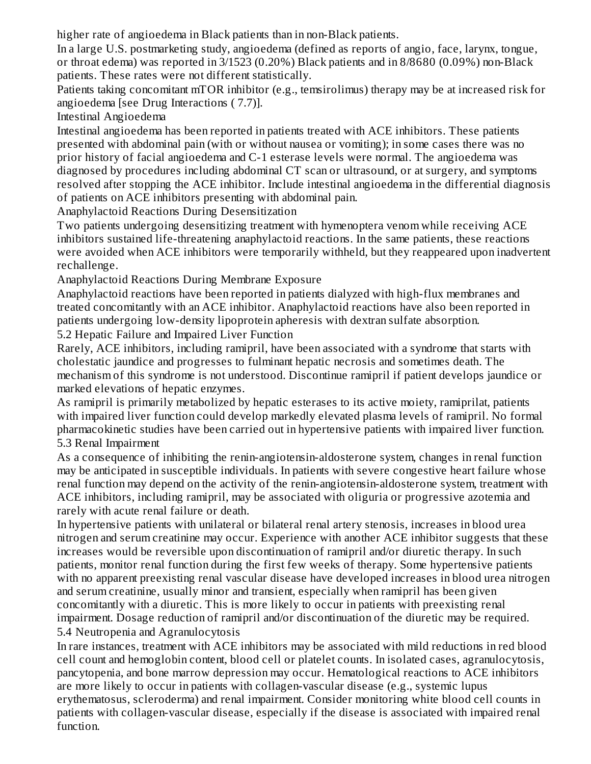higher rate of angioedema in Black patients than in non-Black patients.

In a large U.S. postmarketing study, angioedema (defined as reports of angio, face, larynx, tongue, or throat edema) was reported in 3/1523 (0.20%) Black patients and in 8/8680 (0.09%) non-Black patients. These rates were not different statistically.

Patients taking concomitant mTOR inhibitor (e.g., temsirolimus) therapy may be at increased risk for angioedema [see Drug Interactions ( 7.7)].

### Intestinal Angioedema

Intestinal angioedema has been reported in patients treated with ACE inhibitors. These patients presented with abdominal pain (with or without nausea or vomiting); in some cases there was no prior history of facial angioedema and C-1 esterase levels were normal. The angioedema was diagnosed by procedures including abdominal CT scan or ultrasound, or at surgery, and symptoms resolved after stopping the ACE inhibitor. Include intestinal angioedema in the differential diagnosis of patients on ACE inhibitors presenting with abdominal pain.

### Anaphylactoid Reactions During Desensitization

Two patients undergoing desensitizing treatment with hymenoptera venom while receiving ACE inhibitors sustained life-threatening anaphylactoid reactions. In the same patients, these reactions were avoided when ACE inhibitors were temporarily withheld, but they reappeared upon inadvertent rechallenge.

### Anaphylactoid Reactions During Membrane Exposure

Anaphylactoid reactions have been reported in patients dialyzed with high-flux membranes and treated concomitantly with an ACE inhibitor. Anaphylactoid reactions have also been reported in patients undergoing low-density lipoprotein apheresis with dextran sulfate absorption.

## 5.2 Hepatic Failure and Impaired Liver Function

Rarely, ACE inhibitors, including ramipril, have been associated with a syndrome that starts with cholestatic jaundice and progresses to fulminant hepatic necrosis and sometimes death. The mechanism of this syndrome is not understood. Discontinue ramipril if patient develops jaundice or marked elevations of hepatic enzymes.

As ramipril is primarily metabolized by hepatic esterases to its active moiety, ramiprilat, patients with impaired liver function could develop markedly elevated plasma levels of ramipril. No formal pharmacokinetic studies have been carried out in hypertensive patients with impaired liver function.

## 5.3 Renal Impairment

As a consequence of inhibiting the renin-angiotensin-aldosterone system, changes in renal function may be anticipated in susceptible individuals. In patients with severe congestive heart failure whose renal function may depend on the activity of the renin-angiotensin-aldosterone system, treatment with ACE inhibitors, including ramipril, may be associated with oliguria or progressive azotemia and rarely with acute renal failure or death.

In hypertensive patients with unilateral or bilateral renal artery stenosis, increases in blood urea nitrogen and serum creatinine may occur. Experience with another ACE inhibitor suggests that these increases would be reversible upon discontinuation of ramipril and/or diuretic therapy. In such patients, monitor renal function during the first few weeks of therapy. Some hypertensive patients with no apparent preexisting renal vascular disease have developed increases in blood urea nitrogen and serum creatinine, usually minor and transient, especially when ramipril has been given concomitantly with a diuretic. This is more likely to occur in patients with preexisting renal impairment. Dosage reduction of ramipril and/or discontinuation of the diuretic may be required.

## 5.4 Neutropenia and Agranulocytosis

In rare instances, treatment with ACE inhibitors may be associated with mild reductions in red blood cell count and hemoglobin content, blood cell or platelet counts. In isolated cases, agranulocytosis, pancytopenia, and bone marrow depression may occur. Hematological reactions to ACE inhibitors are more likely to occur in patients with collagen-vascular disease (e.g., systemic lupus erythematosus, scleroderma) and renal impairment. Consider monitoring white blood cell counts in patients with collagen-vascular disease, especially if the disease is associated with impaired renal function.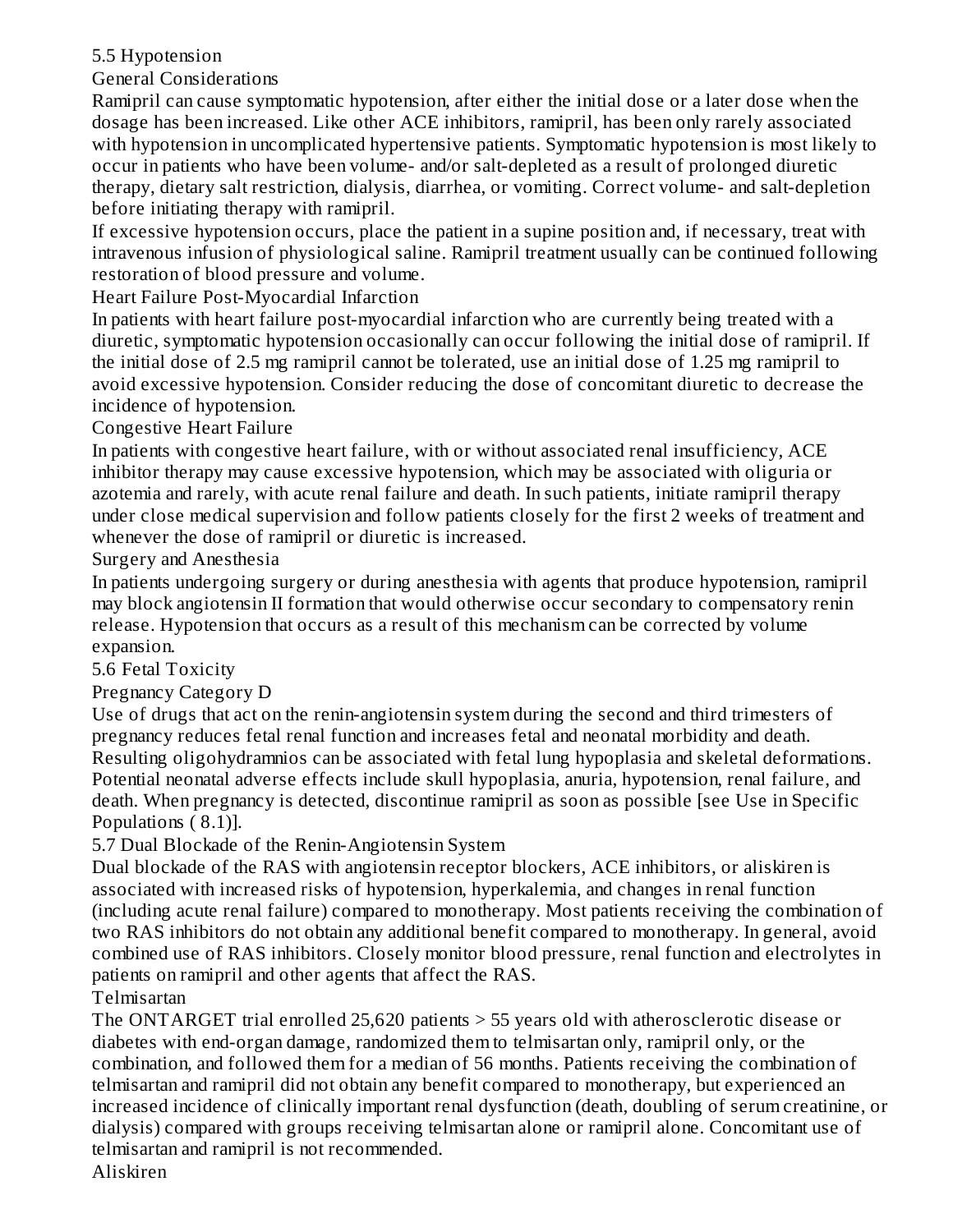## 5.5 Hypotension

### General Considerations

Ramipril can cause symptomatic hypotension, after either the initial dose or a later dose when the dosage has been increased. Like other ACE inhibitors, ramipril, has been only rarely associated with hypotension in uncomplicated hypertensive patients. Symptomatic hypotension is most likely to occur in patients who have been volume- and/or salt-depleted as a result of prolonged diuretic therapy, dietary salt restriction, dialysis, diarrhea, or vomiting. Correct volume- and salt-depletion before initiating therapy with ramipril.

If excessive hypotension occurs, place the patient in a supine position and, if necessary, treat with intravenous infusion of physiological saline. Ramipril treatment usually can be continued following restoration of blood pressure and volume.

### Heart Failure Post-Myocardial Infarction

In patients with heart failure post-myocardial infarction who are currently being treated with a diuretic, symptomatic hypotension occasionally can occur following the initial dose of ramipril. If the initial dose of 2.5 mg ramipril cannot be tolerated, use an initial dose of 1.25 mg ramipril to avoid excessive hypotension. Consider reducing the dose of concomitant diuretic to decrease the incidence of hypotension.

### Congestive Heart Failure

In patients with congestive heart failure, with or without associated renal insufficiency, ACE inhibitor therapy may cause excessive hypotension, which may be associated with oliguria or azotemia and rarely, with acute renal failure and death. In such patients, initiate ramipril therapy under close medical supervision and follow patients closely for the first 2 weeks of treatment and whenever the dose of ramipril or diuretic is increased.

### Surgery and Anesthesia

In patients undergoing surgery or during anesthesia with agents that produce hypotension, ramipril may block angiotensin II formation that would otherwise occur secondary to compensatory renin release. Hypotension that occurs as a result of this mechanism can be corrected by volume expansion.

## 5.6 Fetal Toxicity

### Pregnancy Category D

Use of drugs that act on the renin-angiotensin system during the second and third trimesters of pregnancy reduces fetal renal function and increases fetal and neonatal morbidity and death. Resulting oligohydramnios can be associated with fetal lung hypoplasia and skeletal deformations. Potential neonatal adverse effects include skull hypoplasia, anuria, hypotension, renal failure, and death. When pregnancy is detected, discontinue ramipril as soon as possible [see Use in Specific Populations ( 8.1)].

## 5.7 Dual Blockade of the Renin-Angiotensin System

Dual blockade of the RAS with angiotensin receptor blockers, ACE inhibitors, or aliskiren is associated with increased risks of hypotension, hyperkalemia, and changes in renal function (including acute renal failure) compared to monotherapy. Most patients receiving the combination of two RAS inhibitors do not obtain any additional benefit compared to monotherapy. In general, avoid combined use of RAS inhibitors. Closely monitor blood pressure, renal function and electrolytes in patients on ramipril and other agents that affect the RAS.

### Telmisartan

The ONTARGET trial enrolled 25,620 patients > 55 years old with atherosclerotic disease or diabetes with end-organ damage, randomized them to telmisartan only, ramipril only, or the combination, and followed them for a median of 56 months. Patients receiving the combination of telmisartan and ramipril did not obtain any benefit compared to monotherapy, but experienced an increased incidence of clinically important renal dysfunction (death, doubling of serum creatinine, or dialysis) compared with groups receiving telmisartan alone or ramipril alone. Concomitant use of telmisartan and ramipril is not recommended.

### Aliskiren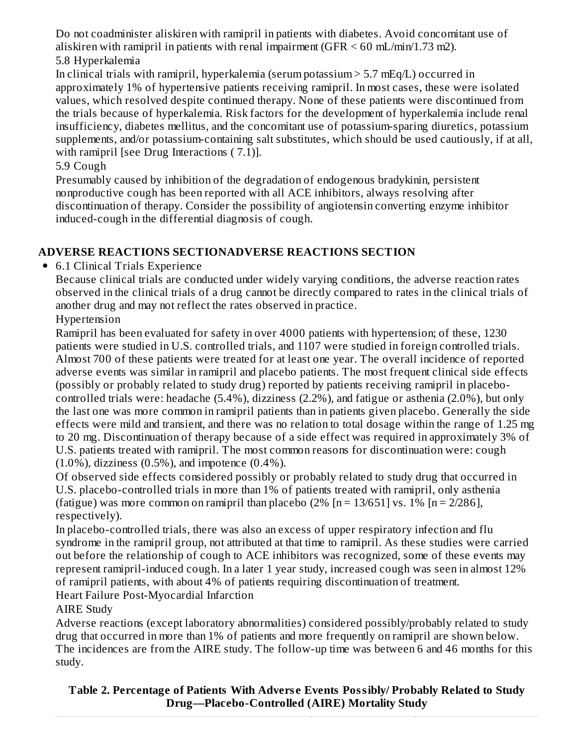Do not coadminister aliskiren with ramipril in patients with diabetes. Avoid concomitant use of aliskiren with ramipril in patients with renal impairment (GFR < 60 mL/min/1.73 m2).

5.8 Hyperkalemia

In clinical trials with ramipril, hyperkalemia (serum potassium > 5.7 mEq/L) occurred in approximately 1% of hypertensive patients receiving ramipril. In most cases, these were isolated values, which resolved despite continued therapy. None of these patients were discontinued from the trials because of hyperkalemia. Risk factors for the development of hyperkalemia include renal insufficiency, diabetes mellitus, and the concomitant use of potassium-sparing diuretics, potassium supplements, and/or potassium-containing salt substitutes, which should be used cautiously, if at all, with ramipril [see Drug Interactions ( 7.1)].

5.9 Cough

Presumably caused by inhibition of the degradation of endogenous bradykinin, persistent nonproductive cough has been reported with all ACE inhibitors, always resolving after discontinuation of therapy. Consider the possibility of angiotensin converting enzyme inhibitor induced-cough in the differential diagnosis of cough.

## ADVERSE REACTIONS SECTIONADVERSE REACTIONS SECTION

- 6.1 Clinical Trials Experience

  Because clinical trials are conducted under widely varying conditions, the adverse reaction rates observed in the clinical trials of a drug cannot be directly compared to rates in the clinical trials of another drug and may not reflect the rates observed in practice.

  Hypertension

  Ramipril has been evaluated for safety in over 4000 patients with hypertension; of these, 1230 patients were studied in U.S. controlled trials, and 1107 were studied in foreign controlled trials. Almost 700 of these patients were treated for at least one year. The overall incidence of reported adverse events was similar in ramipril and placebo patients. The most frequent clinical side effects (possibly or probably related to study drug) reported by patients receiving ramipril in placebo-controlled trials were: headache (5.4%), dizziness (2.2%), and fatigue or asthenia (2.0%), but only the last one was more common in ramipril patients than in patients given placebo. Generally the side effects were mild and transient, and there was no relation to total dosage within the range of 1.25 mg to 20 mg. Discontinuation of therapy because of a side effect was required in approximately 3% of U.S. patients treated with ramipril. The most common reasons for discontinuation were: cough (1.0%), dizziness (0.5%), and impotence (0.4%).

  Of observed side effects considered possibly or probably related to study drug that occurred in U.S. placebo-controlled trials in more than 1% of patients treated with ramipril, only asthenia (fatigue) was more common on ramipril than placebo (2% [n = 13/651] vs. 1% [n = 2/286], respectively).

  In placebo-controlled trials, there was also an excess of upper respiratory infection and flu syndrome in the ramipril group, not attributed at that time to ramipril. As these studies were carried out before the relationship of cough to ACE inhibitors was recognized, some of these events may represent ramipril-induced cough. In a later 1 year study, increased cough was seen in almost 12% of ramipril patients, with about 4% of patients requiring discontinuation of treatment.

  Heart Failure Post-Myocardial Infarction

  AIRE Study

  Adverse reactions (except laboratory abnormalities) considered possibly/probably related to study drug that occurred in more than 1% of patients and more frequently on ramipril are shown below. The incidences are from the AIRE study. The follow-up time was between 6 and 46 months for this study.

**Table 2. Percentage of Patients With Adverse Events Possibly/ Probably Related to Study Drug—Placebo-Controlled (AIRE) Mortality Study**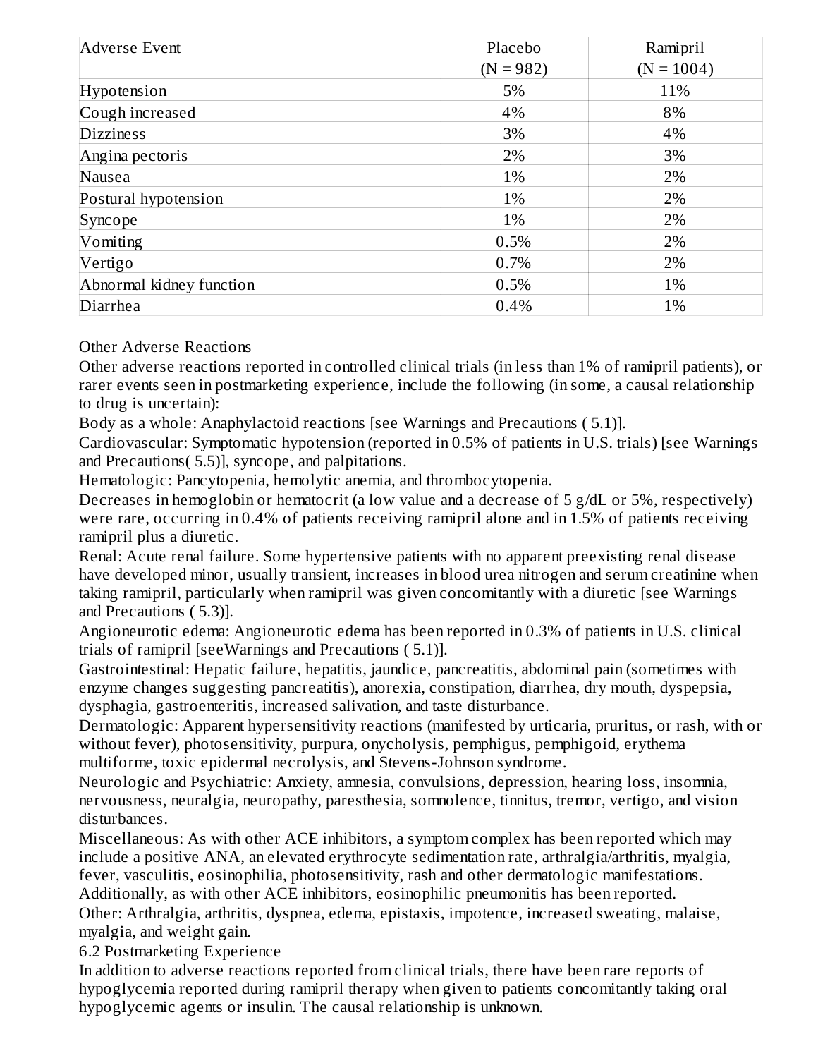| Adverse Event | Placebo (N = 982) | Ramipril (N = 1004) |
| --- | --- | --- |
| Hypotension | 5% | 11% |
| Cough increased | 4% | 8% |
| Dizziness | 3% | 4% |
| Angina pectoris | 2% | 3% |
| Nausea | 1% | 2% |
| Postural hypotension | 1% | 2% |
| Syncope | 1% | 2% |
| Vomiting | 0.5% | 2% |
| Vertigo | 0.7% | 2% |
| Abnormal kidney function | 0.5% | 1% |
| Diarrhea | 0.4% | 1% |

Other Adverse Reactions

Other adverse reactions reported in controlled clinical trials (in less than 1% of ramipril patients), or rarer events seen in postmarketing experience, include the following (in some, a causal relationship to drug is uncertain):

Body as a whole: Anaphylactoid reactions [see Warnings and Precautions ( 5.1)].

Cardiovascular: Symptomatic hypotension (reported in 0.5% of patients in U.S. trials) [see Warnings and Precautions( 5.5)], syncope, and palpitations.

Hematologic: Pancytopenia, hemolytic anemia, and thrombocytopenia.

Decreases in hemoglobin or hematocrit (a low value and a decrease of 5 g/dL or 5%, respectively) were rare, occurring in 0.4% of patients receiving ramipril alone and in 1.5% of patients receiving ramipril plus a diuretic.

Renal: Acute renal failure. Some hypertensive patients with no apparent preexisting renal disease have developed minor, usually transient, increases in blood urea nitrogen and serum creatinine when taking ramipril, particularly when ramipril was given concomitantly with a diuretic [see Warnings and Precautions ( 5.3)].

Angioneurotic edema: Angioneurotic edema has been reported in 0.3% of patients in U.S. clinical trials of ramipril [seeWarnings and Precautions ( 5.1)].

Gastrointestinal: Hepatic failure, hepatitis, jaundice, pancreatitis, abdominal pain (sometimes with enzyme changes suggesting pancreatitis), anorexia, constipation, diarrhea, dry mouth, dyspepsia, dysphagia, gastroenteritis, increased salivation, and taste disturbance.

Dermatologic: Apparent hypersensitivity reactions (manifested by urticaria, pruritus, or rash, with or without fever), photosensitivity, purpura, onycholysis, pemphigus, pemphigoid, erythema multiforme, toxic epidermal necrolysis, and Stevens-Johnson syndrome.

Neurologic and Psychiatric: Anxiety, amnesia, convulsions, depression, hearing loss, insomnia, nervousness, neuralgia, neuropathy, paresthesia, somnolence, tinnitus, tremor, vertigo, and vision disturbances.

Miscellaneous: As with other ACE inhibitors, a symptom complex has been reported which may include a positive ANA, an elevated erythrocyte sedimentation rate, arthralgia/arthritis, myalgia, fever, vasculitis, eosinophilia, photosensitivity, rash and other dermatologic manifestations. Additionally, as with other ACE inhibitors, eosinophilic pneumonitis has been reported.

Other: Arthralgia, arthritis, dyspnea, edema, epistaxis, impotence, increased sweating, malaise, myalgia, and weight gain.

## 6.2 Postmarketing Experience

In addition to adverse reactions reported from clinical trials, there have been rare reports of hypoglycemia reported during ramipril therapy when given to patients concomitantly taking oral hypoglycemic agents or insulin. The causal relationship is unknown.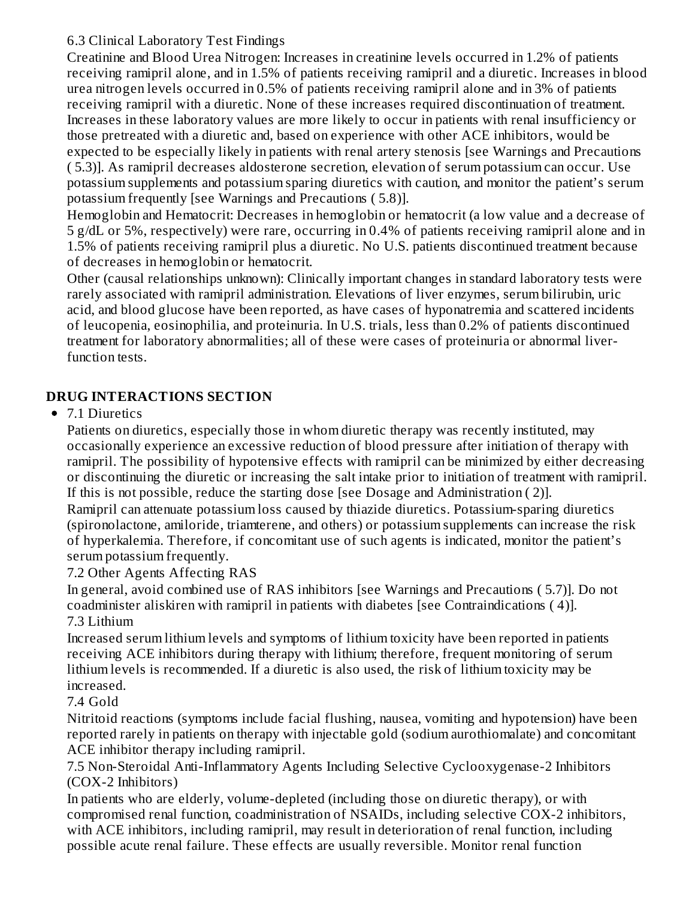### 6.3 Clinical Laboratory Test Findings

Creatinine and Blood Urea Nitrogen: Increases in creatinine levels occurred in 1.2% of patients receiving ramipril alone, and in 1.5% of patients receiving ramipril and a diuretic. Increases in blood urea nitrogen levels occurred in 0.5% of patients receiving ramipril alone and in 3% of patients receiving ramipril with a diuretic. None of these increases required discontinuation of treatment. Increases in these laboratory values are more likely to occur in patients with renal insufficiency or those pretreated with a diuretic and, based on experience with other ACE inhibitors, would be expected to be especially likely in patients with renal artery stenosis [see Warnings and Precautions ( 5.3)]. As ramipril decreases aldosterone secretion, elevation of serum potassium can occur. Use potassium supplements and potassium sparing diuretics with caution, and monitor the patient's serum potassium frequently [see Warnings and Precautions ( 5.8)].

Hemoglobin and Hematocrit: Decreases in hemoglobin or hematocrit (a low value and a decrease of 5 g/dL or 5%, respectively) were rare, occurring in 0.4% of patients receiving ramipril alone and in 1.5% of patients receiving ramipril plus a diuretic. No U.S. patients discontinued treatment because of decreases in hemoglobin or hematocrit.

Other (causal relationships unknown): Clinically important changes in standard laboratory tests were rarely associated with ramipril administration. Elevations of liver enzymes, serum bilirubin, uric acid, and blood glucose have been reported, as have cases of hyponatremia and scattered incidents of leucopenia, eosinophilia, and proteinuria. In U.S. trials, less than 0.2% of patients discontinued treatment for laboratory abnormalities; all of these were cases of proteinuria or abnormal liver-function tests.

## DRUG INTERACTIONS SECTION

- 7.1 Diuretics

Patients on diuretics, especially those in whom diuretic therapy was recently instituted, may occasionally experience an excessive reduction of blood pressure after initiation of therapy with ramipril. The possibility of hypotensive effects with ramipril can be minimized by either decreasing or discontinuing the diuretic or increasing the salt intake prior to initiation of treatment with ramipril. If this is not possible, reduce the starting dose [see Dosage and Administration ( 2)].

Ramipril can attenuate potassium loss caused by thiazide diuretics. Potassium-sparing diuretics (spironolactone, amiloride, triamterene, and others) or potassium supplements can increase the risk of hyperkalemia. Therefore, if concomitant use of such agents is indicated, monitor the patient's serum potassium frequently.

7.2 Other Agents Affecting RAS

In general, avoid combined use of RAS inhibitors [see Warnings and Precautions ( 5.7)]. Do not coadminister aliskiren with ramipril in patients with diabetes [see Contraindications ( 4)].

7.3 Lithium

Increased serum lithium levels and symptoms of lithium toxicity have been reported in patients receiving ACE inhibitors during therapy with lithium; therefore, frequent monitoring of serum lithium levels is recommended. If a diuretic is also used, the risk of lithium toxicity may be increased.

7.4 Gold

Nitritoid reactions (symptoms include facial flushing, nausea, vomiting and hypotension) have been reported rarely in patients on therapy with injectable gold (sodium aurothiomalate) and concomitant ACE inhibitor therapy including ramipril.

7.5 Non-Steroidal Anti-Inflammatory Agents Including Selective Cyclooxygenase-2 Inhibitors (COX-2 Inhibitors)

In patients who are elderly, volume-depleted (including those on diuretic therapy), or with compromised renal function, coadministration of NSAIDs, including selective COX-2 inhibitors, with ACE inhibitors, including ramipril, may result in deterioration of renal function, including possible acute renal failure. These effects are usually reversible. Monitor renal function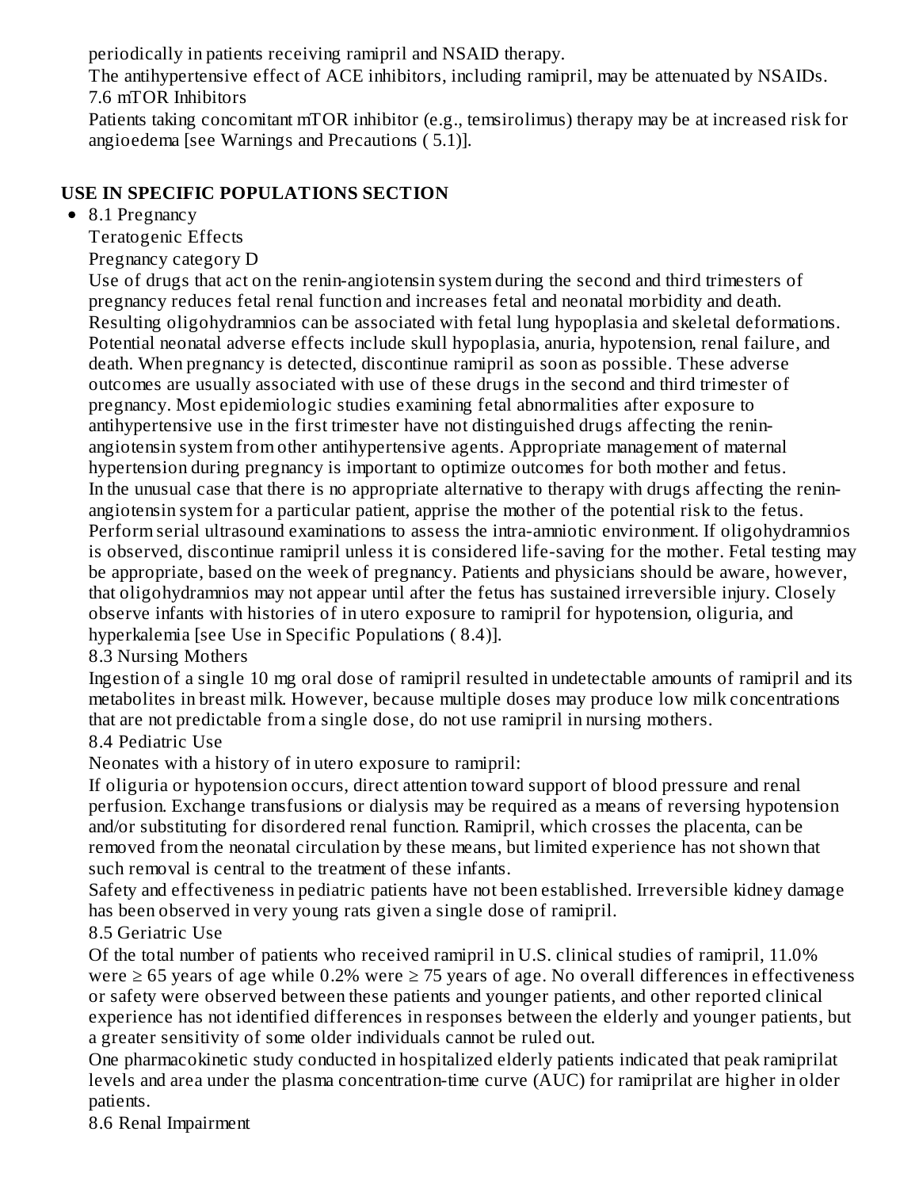periodically in patients receiving ramipril and NSAID therapy.

The antihypertensive effect of ACE inhibitors, including ramipril, may be attenuated by NSAIDs.

7.6 mTOR Inhibitors

Patients taking concomitant mTOR inhibitor (e.g., temsirolimus) therapy may be at increased risk for angioedema [see Warnings and Precautions ( 5.1)].

## USE IN SPECIFIC POPULATIONS SECTION

- 8.1 Pregnancy

  Teratogenic Effects

  Pregnancy category D

  Use of drugs that act on the renin-angiotensin system during the second and third trimesters of pregnancy reduces fetal renal function and increases fetal and neonatal morbidity and death. Resulting oligohydramnios can be associated with fetal lung hypoplasia and skeletal deformations. Potential neonatal adverse effects include skull hypoplasia, anuria, hypotension, renal failure, and death. When pregnancy is detected, discontinue ramipril as soon as possible. These adverse outcomes are usually associated with use of these drugs in the second and third trimester of pregnancy. Most epidemiologic studies examining fetal abnormalities after exposure to antihypertensive use in the first trimester have not distinguished drugs affecting the renin-angiotensin system from other antihypertensive agents. Appropriate management of maternal hypertension during pregnancy is important to optimize outcomes for both mother and fetus.

  In the unusual case that there is no appropriate alternative to therapy with drugs affecting the renin-angiotensin system for a particular patient, apprise the mother of the potential risk to the fetus. Perform serial ultrasound examinations to assess the intra-amniotic environment. If oligohydramnios is observed, discontinue ramipril unless it is considered life-saving for the mother. Fetal testing may be appropriate, based on the week of pregnancy. Patients and physicians should be aware, however, that oligohydramnios may not appear until after the fetus has sustained irreversible injury. Closely observe infants with histories of in utero exposure to ramipril for hypotension, oliguria, and hyperkalemia [see Use in Specific Populations ( 8.4)].

  8.3 Nursing Mothers

  Ingestion of a single 10 mg oral dose of ramipril resulted in undetectable amounts of ramipril and its metabolites in breast milk. However, because multiple doses may produce low milk concentrations that are not predictable from a single dose, do not use ramipril in nursing mothers.

  8.4 Pediatric Use

  Neonates with a history of in utero exposure to ramipril:

  If oliguria or hypotension occurs, direct attention toward support of blood pressure and renal perfusion. Exchange transfusions or dialysis may be required as a means of reversing hypotension and/or substituting for disordered renal function. Ramipril, which crosses the placenta, can be removed from the neonatal circulation by these means, but limited experience has not shown that such removal is central to the treatment of these infants.

  Safety and effectiveness in pediatric patients have not been established. Irreversible kidney damage has been observed in very young rats given a single dose of ramipril.

  8.5 Geriatric Use

  Of the total number of patients who received ramipril in U.S. clinical studies of ramipril, 11.0% were ≥ 65 years of age while 0.2% were ≥ 75 years of age. No overall differences in effectiveness or safety were observed between these patients and younger patients, and other reported clinical experience has not identified differences in responses between the elderly and younger patients, but a greater sensitivity of some older individuals cannot be ruled out.

  One pharmacokinetic study conducted in hospitalized elderly patients indicated that peak ramiprilat levels and area under the plasma concentration-time curve (AUC) for ramiprilat are higher in older patients.

  8.6 Renal Impairment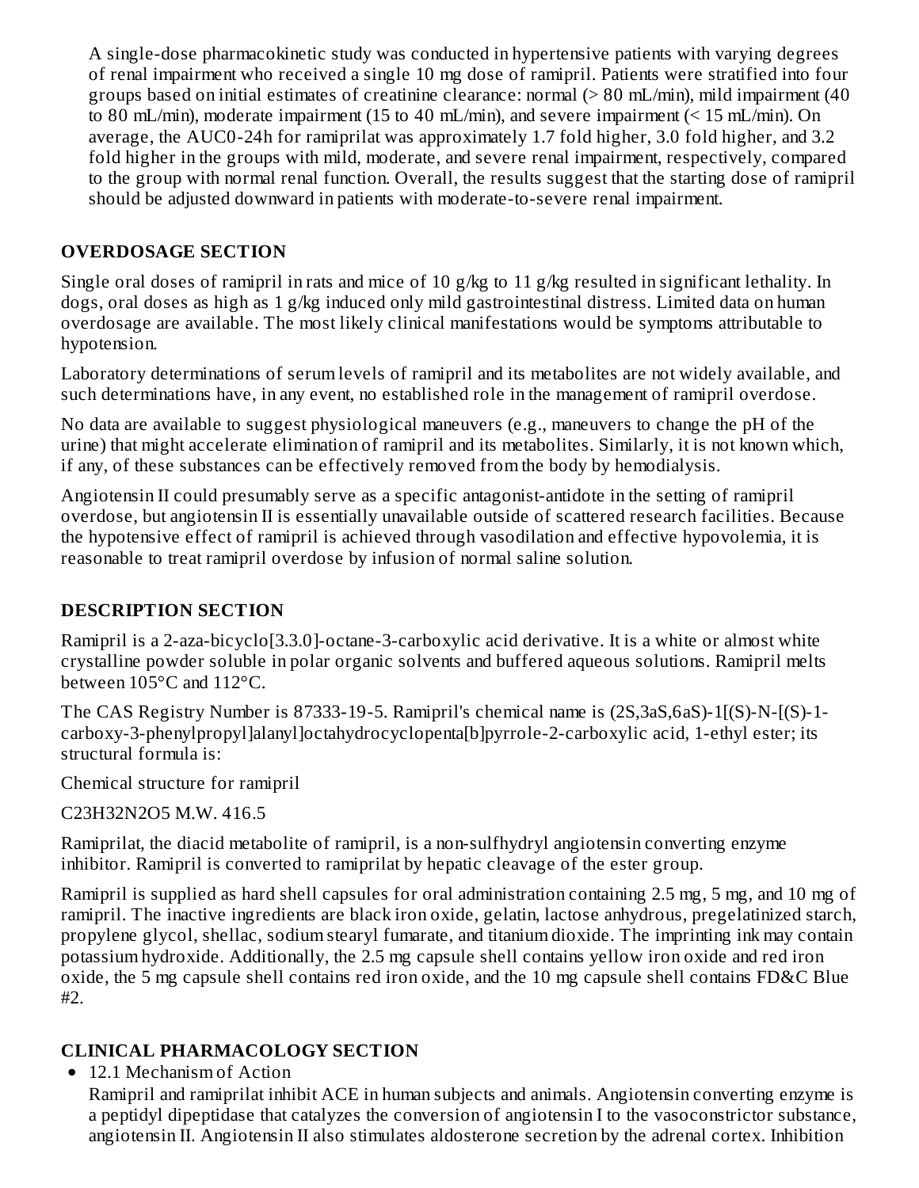A single-dose pharmacokinetic study was conducted in hypertensive patients with varying degrees of renal impairment who received a single 10 mg dose of ramipril. Patients were stratified into four groups based on initial estimates of creatinine clearance: normal (> 80 mL/min), mild impairment (40 to 80 mL/min), moderate impairment (15 to 40 mL/min), and severe impairment (< 15 mL/min). On average, the AUC0-24h for ramiprilat was approximately 1.7 fold higher, 3.0 fold higher, and 3.2 fold higher in the groups with mild, moderate, and severe renal impairment, respectively, compared to the group with normal renal function. Overall, the results suggest that the starting dose of ramipril should be adjusted downward in patients with moderate-to-severe renal impairment.

## OVERDOSAGE SECTION

Single oral doses of ramipril in rats and mice of 10 g/kg to 11 g/kg resulted in significant lethality. In dogs, oral doses as high as 1 g/kg induced only mild gastrointestinal distress. Limited data on human overdosage are available. The most likely clinical manifestations would be symptoms attributable to hypotension.

Laboratory determinations of serum levels of ramipril and its metabolites are not widely available, and such determinations have, in any event, no established role in the management of ramipril overdose.

No data are available to suggest physiological maneuvers (e.g., maneuvers to change the pH of the urine) that might accelerate elimination of ramipril and its metabolites. Similarly, it is not known which, if any, of these substances can be effectively removed from the body by hemodialysis.

Angiotensin II could presumably serve as a specific antagonist-antidote in the setting of ramipril overdose, but angiotensin II is essentially unavailable outside of scattered research facilities. Because the hypotensive effect of ramipril is achieved through vasodilation and effective hypovolemia, it is reasonable to treat ramipril overdose by infusion of normal saline solution.

## DESCRIPTION SECTION

Ramipril is a 2-aza-bicyclo[3.3.0]-octane-3-carboxylic acid derivative. It is a white or almost white crystalline powder soluble in polar organic solvents and buffered aqueous solutions. Ramipril melts between 105°C and 112°C.

The CAS Registry Number is 87333-19-5. Ramipril's chemical name is (2S,3aS,6aS)-1[(S)-N-[(S)-1-carboxy-3-phenylpropyl]alanyl]octahydrocyclopenta[b]pyrrole-2-carboxylic acid, 1-ethyl ester; its structural formula is:

Chemical structure for ramipril

$C_{23}H_{32}N_2O_5$ M.W. 416.5

Ramiprilat, the diacid metabolite of ramipril, is a non-sulfhydryl angiotensin converting enzyme inhibitor. Ramipril is converted to ramiprilat by hepatic cleavage of the ester group.

Ramipril is supplied as hard shell capsules for oral administration containing 2.5 mg, 5 mg, and 10 mg of ramipril. The inactive ingredients are black iron oxide, gelatin, lactose anhydrous, pregelatinized starch, propylene glycol, shellac, sodium stearyl fumarate, and titanium dioxide. The imprinting ink may contain potassium hydroxide. Additionally, the 2.5 mg capsule shell contains yellow iron oxide and red iron oxide, the 5 mg capsule shell contains red iron oxide, and the 10 mg capsule shell contains FD&C Blue #2.

## CLINICAL PHARMACOLOGY SECTION

- 12.1 Mechanism of Action

  Ramipril and ramiprilat inhibit ACE in human subjects and animals. Angiotensin converting enzyme is a peptidyl dipeptidase that catalyzes the conversion of angiotensin I to the vasoconstrictor substance, angiotensin II. Angiotensin II also stimulates aldosterone secretion by the adrenal cortex. Inhibition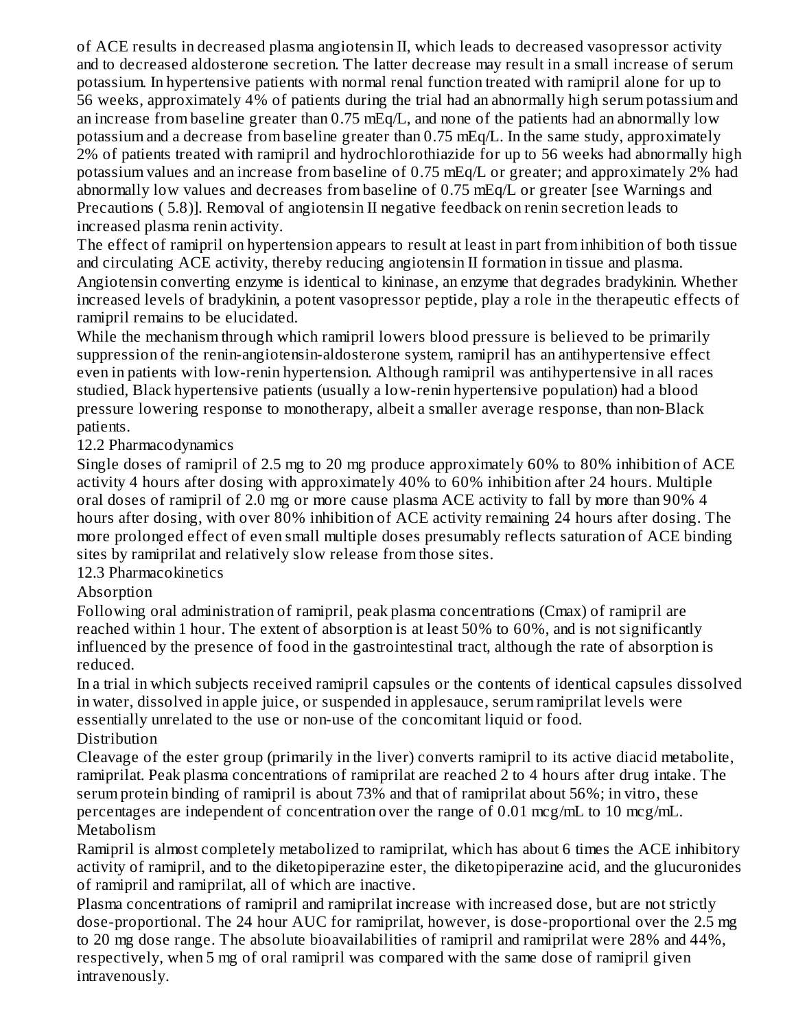of ACE results in decreased plasma angiotensin II, which leads to decreased vasopressor activity and to decreased aldosterone secretion. The latter decrease may result in a small increase of serum potassium. In hypertensive patients with normal renal function treated with ramipril alone for up to 56 weeks, approximately 4% of patients during the trial had an abnormally high serum potassium and an increase from baseline greater than 0.75 mEq/L, and none of the patients had an abnormally low potassium and a decrease from baseline greater than 0.75 mEq/L. In the same study, approximately 2% of patients treated with ramipril and hydrochlorothiazide for up to 56 weeks had abnormally high potassium values and an increase from baseline of 0.75 mEq/L or greater; and approximately 2% had abnormally low values and decreases from baseline of 0.75 mEq/L or greater [see Warnings and Precautions ( 5.8)]. Removal of angiotensin II negative feedback on renin secretion leads to increased plasma renin activity.

The effect of ramipril on hypertension appears to result at least in part from inhibition of both tissue and circulating ACE activity, thereby reducing angiotensin II formation in tissue and plasma. Angiotensin converting enzyme is identical to kininase, an enzyme that degrades bradykinin. Whether increased levels of bradykinin, a potent vasopressor peptide, play a role in the therapeutic effects of ramipril remains to be elucidated.

While the mechanism through which ramipril lowers blood pressure is believed to be primarily suppression of the renin-angiotensin-aldosterone system, ramipril has an antihypertensive effect even in patients with low-renin hypertension. Although ramipril was antihypertensive in all races studied, Black hypertensive patients (usually a low-renin hypertensive population) had a blood pressure lowering response to monotherapy, albeit a smaller average response, than non-Black patients.

## 12.2 Pharmacodynamics

Single doses of ramipril of 2.5 mg to 20 mg produce approximately 60% to 80% inhibition of ACE activity 4 hours after dosing with approximately 40% to 60% inhibition after 24 hours. Multiple oral doses of ramipril of 2.0 mg or more cause plasma ACE activity to fall by more than 90% 4 hours after dosing, with over 80% inhibition of ACE activity remaining 24 hours after dosing. The more prolonged effect of even small multiple doses presumably reflects saturation of ACE binding sites by ramiprilat and relatively slow release from those sites.

## 12.3 Pharmacokinetics

### Absorption

Following oral administration of ramipril, peak plasma concentrations (Cmax) of ramipril are reached within 1 hour. The extent of absorption is at least 50% to 60%, and is not significantly influenced by the presence of food in the gastrointestinal tract, although the rate of absorption is reduced.

In a trial in which subjects received ramipril capsules or the contents of identical capsules dissolved in water, dissolved in apple juice, or suspended in applesauce, serum ramiprilat levels were essentially unrelated to the use or non-use of the concomitant liquid or food.

### Distribution

Cleavage of the ester group (primarily in the liver) converts ramipril to its active diacid metabolite, ramiprilat. Peak plasma concentrations of ramiprilat are reached 2 to 4 hours after drug intake. The serum protein binding of ramipril is about 73% and that of ramiprilat about 56%; in vitro, these percentages are independent of concentration over the range of 0.01 mcg/mL to 10 mcg/mL.

### Metabolism

Ramipril is almost completely metabolized to ramiprilat, which has about 6 times the ACE inhibitory activity of ramipril, and to the diketopiperazine ester, the diketopiperazine acid, and the glucuronides of ramipril and ramiprilat, all of which are inactive.

Plasma concentrations of ramipril and ramiprilat increase with increased dose, but are not strictly dose-proportional. The 24 hour AUC for ramiprilat, however, is dose-proportional over the 2.5 mg to 20 mg dose range. The absolute bioavailabilities of ramipril and ramiprilat were 28% and 44%, respectively, when 5 mg of oral ramipril was compared with the same dose of ramipril given intravenously.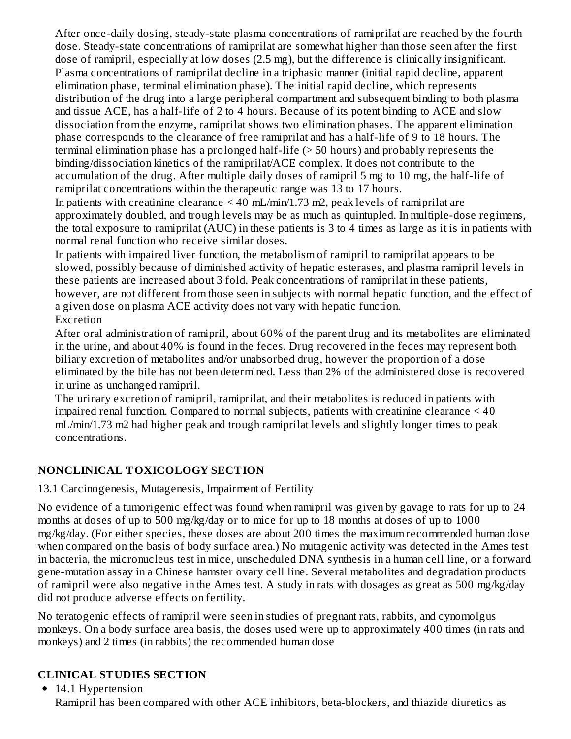After once-daily dosing, steady-state plasma concentrations of ramiprilat are reached by the fourth dose. Steady-state concentrations of ramiprilat are somewhat higher than those seen after the first dose of ramipril, especially at low doses (2.5 mg), but the difference is clinically insignificant. Plasma concentrations of ramiprilat decline in a triphasic manner (initial rapid decline, apparent elimination phase, terminal elimination phase). The initial rapid decline, which represents distribution of the drug into a large peripheral compartment and subsequent binding to both plasma and tissue ACE, has a half-life of 2 to 4 hours. Because of its potent binding to ACE and slow dissociation from the enzyme, ramiprilat shows two elimination phases. The apparent elimination phase corresponds to the clearance of free ramiprilat and has a half-life of 9 to 18 hours. The terminal elimination phase has a prolonged half-life (> 50 hours) and probably represents the binding/dissociation kinetics of the ramiprilat/ACE complex. It does not contribute to the accumulation of the drug. After multiple daily doses of ramipril 5 mg to 10 mg, the half-life of ramiprilat concentrations within the therapeutic range was 13 to 17 hours.

In patients with creatinine clearance < 40 mL/min/1.73 m2, peak levels of ramiprilat are approximately doubled, and trough levels may be as much as quintupled. In multiple-dose regimens, the total exposure to ramiprilat (AUC) in these patients is 3 to 4 times as large as it is in patients with normal renal function who receive similar doses.

In patients with impaired liver function, the metabolism of ramipril to ramiprilat appears to be slowed, possibly because of diminished activity of hepatic esterases, and plasma ramipril levels in these patients are increased about 3 fold. Peak concentrations of ramiprilat in these patients, however, are not different from those seen in subjects with normal hepatic function, and the effect of a given dose on plasma ACE activity does not vary with hepatic function.

Excretion

After oral administration of ramipril, about 60% of the parent drug and its metabolites are eliminated in the urine, and about 40% is found in the feces. Drug recovered in the feces may represent both biliary excretion of metabolites and/or unabsorbed drug, however the proportion of a dose eliminated by the bile has not been determined. Less than 2% of the administered dose is recovered in urine as unchanged ramipril.

The urinary excretion of ramipril, ramiprilat, and their metabolites is reduced in patients with impaired renal function. Compared to normal subjects, patients with creatinine clearance < 40 mL/min/1.73 m2 had higher peak and trough ramiprilat levels and slightly longer times to peak concentrations.

## NONCLINICAL TOXICOLOGY SECTION

13.1 Carcinogenesis, Mutagenesis, Impairment of Fertility

No evidence of a tumorigenic effect was found when ramipril was given by gavage to rats for up to 24 months at doses of up to 500 mg/kg/day or to mice for up to 18 months at doses of up to 1000 mg/kg/day. (For either species, these doses are about 200 times the maximum recommended human dose when compared on the basis of body surface area.) No mutagenic activity was detected in the Ames test in bacteria, the micronucleus test in mice, unscheduled DNA synthesis in a human cell line, or a forward gene-mutation assay in a Chinese hamster ovary cell line. Several metabolites and degradation products of ramipril were also negative in the Ames test. A study in rats with dosages as great as 500 mg/kg/day did not produce adverse effects on fertility.

No teratogenic effects of ramipril were seen in studies of pregnant rats, rabbits, and cynomolgus monkeys. On a body surface area basis, the doses used were up to approximately 400 times (in rats and monkeys) and 2 times (in rabbits) the recommended human dose

## CLINICAL STUDIES SECTION

- 14.1 Hypertension

  Ramipril has been compared with other ACE inhibitors, beta-blockers, and thiazide diuretics as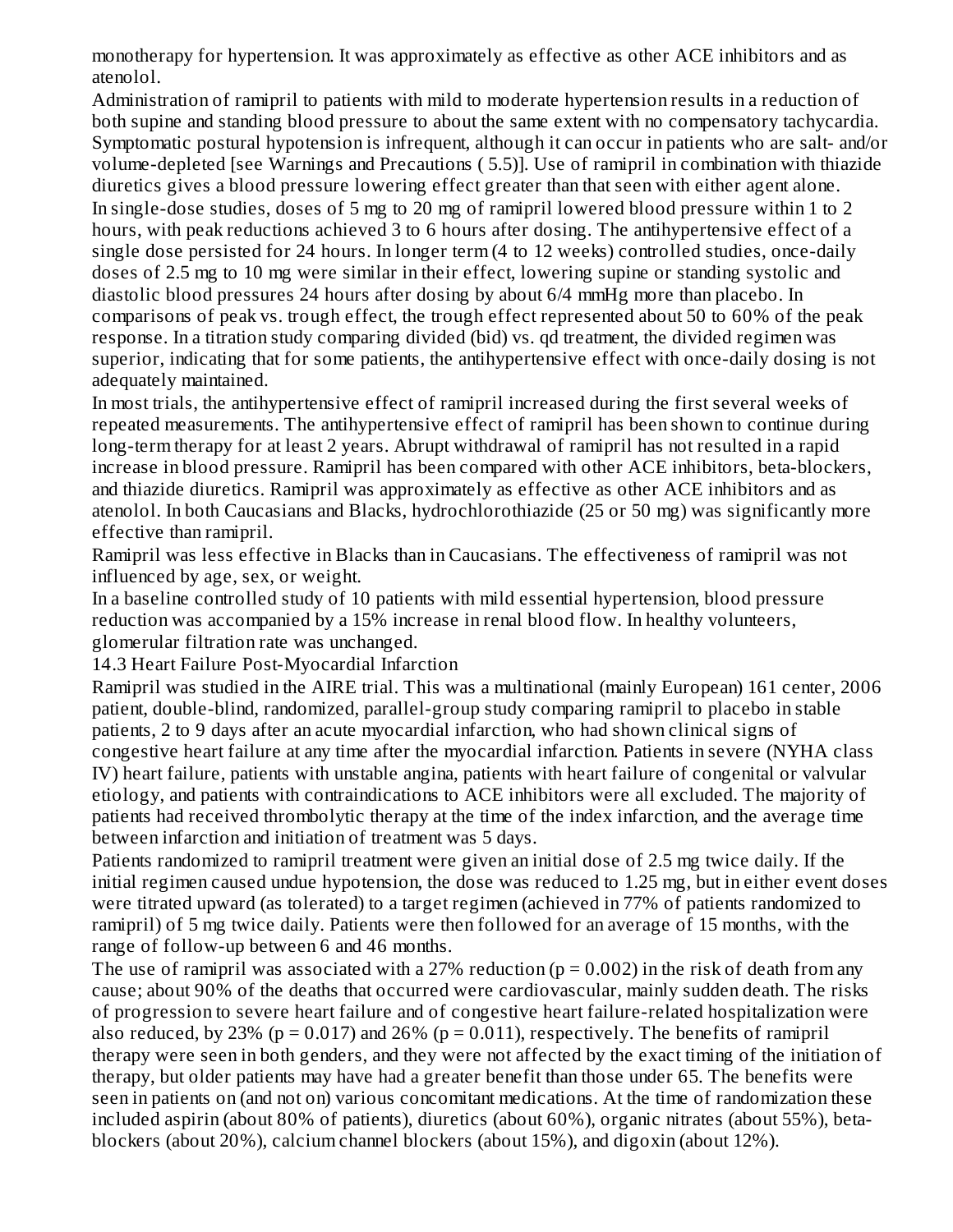monotherapy for hypertension. It was approximately as effective as other ACE inhibitors and as atenolol.

Administration of ramipril to patients with mild to moderate hypertension results in a reduction of both supine and standing blood pressure to about the same extent with no compensatory tachycardia. Symptomatic postural hypotension is infrequent, although it can occur in patients who are salt- and/or volume-depleted [see Warnings and Precautions ( 5.5)]. Use of ramipril in combination with thiazide diuretics gives a blood pressure lowering effect greater than that seen with either agent alone.

In single-dose studies, doses of 5 mg to 20 mg of ramipril lowered blood pressure within 1 to 2 hours, with peak reductions achieved 3 to 6 hours after dosing. The antihypertensive effect of a single dose persisted for 24 hours. In longer term (4 to 12 weeks) controlled studies, once-daily doses of 2.5 mg to 10 mg were similar in their effect, lowering supine or standing systolic and diastolic blood pressures 24 hours after dosing by about 6/4 mmHg more than placebo. In comparisons of peak vs. trough effect, the trough effect represented about 50 to 60% of the peak response. In a titration study comparing divided (bid) vs. qd treatment, the divided regimen was superior, indicating that for some patients, the antihypertensive effect with once-daily dosing is not adequately maintained.

In most trials, the antihypertensive effect of ramipril increased during the first several weeks of repeated measurements. The antihypertensive effect of ramipril has been shown to continue during long-term therapy for at least 2 years. Abrupt withdrawal of ramipril has not resulted in a rapid increase in blood pressure. Ramipril has been compared with other ACE inhibitors, beta-blockers, and thiazide diuretics. Ramipril was approximately as effective as other ACE inhibitors and as atenolol. In both Caucasians and Blacks, hydrochlorothiazide (25 or 50 mg) was significantly more effective than ramipril.

Ramipril was less effective in Blacks than in Caucasians. The effectiveness of ramipril was not influenced by age, sex, or weight.

In a baseline controlled study of 10 patients with mild essential hypertension, blood pressure reduction was accompanied by a 15% increase in renal blood flow. In healthy volunteers, glomerular filtration rate was unchanged.

### 14.3 Heart Failure Post-Myocardial Infarction

Ramipril was studied in the AIRE trial. This was a multinational (mainly European) 161 center, 2006 patient, double-blind, randomized, parallel-group study comparing ramipril to placebo in stable patients, 2 to 9 days after an acute myocardial infarction, who had shown clinical signs of congestive heart failure at any time after the myocardial infarction. Patients in severe (NYHA class IV) heart failure, patients with unstable angina, patients with heart failure of congenital or valvular etiology, and patients with contraindications to ACE inhibitors were all excluded. The majority of patients had received thrombolytic therapy at the time of the index infarction, and the average time between infarction and initiation of treatment was 5 days.

Patients randomized to ramipril treatment were given an initial dose of 2.5 mg twice daily. If the initial regimen caused undue hypotension, the dose was reduced to 1.25 mg, but in either event doses were titrated upward (as tolerated) to a target regimen (achieved in 77% of patients randomized to ramipril) of 5 mg twice daily. Patients were then followed for an average of 15 months, with the range of follow-up between 6 and 46 months.

The use of ramipril was associated with a 27% reduction ($p = 0.002$) in the risk of death from any cause; about 90% of the deaths that occurred were cardiovascular, mainly sudden death. The risks of progression to severe heart failure and of congestive heart failure-related hospitalization were also reduced, by 23% ($p = 0.017$) and 26% ($p = 0.011$), respectively. The benefits of ramipril therapy were seen in both genders, and they were not affected by the exact timing of the initiation of therapy, but older patients may have had a greater benefit than those under 65. The benefits were seen in patients on (and not on) various concomitant medications. At the time of randomization these included aspirin (about 80% of patients), diuretics (about 60%), organic nitrates (about 55%), beta-blockers (about 20%), calcium channel blockers (about 15%), and digoxin (about 12%).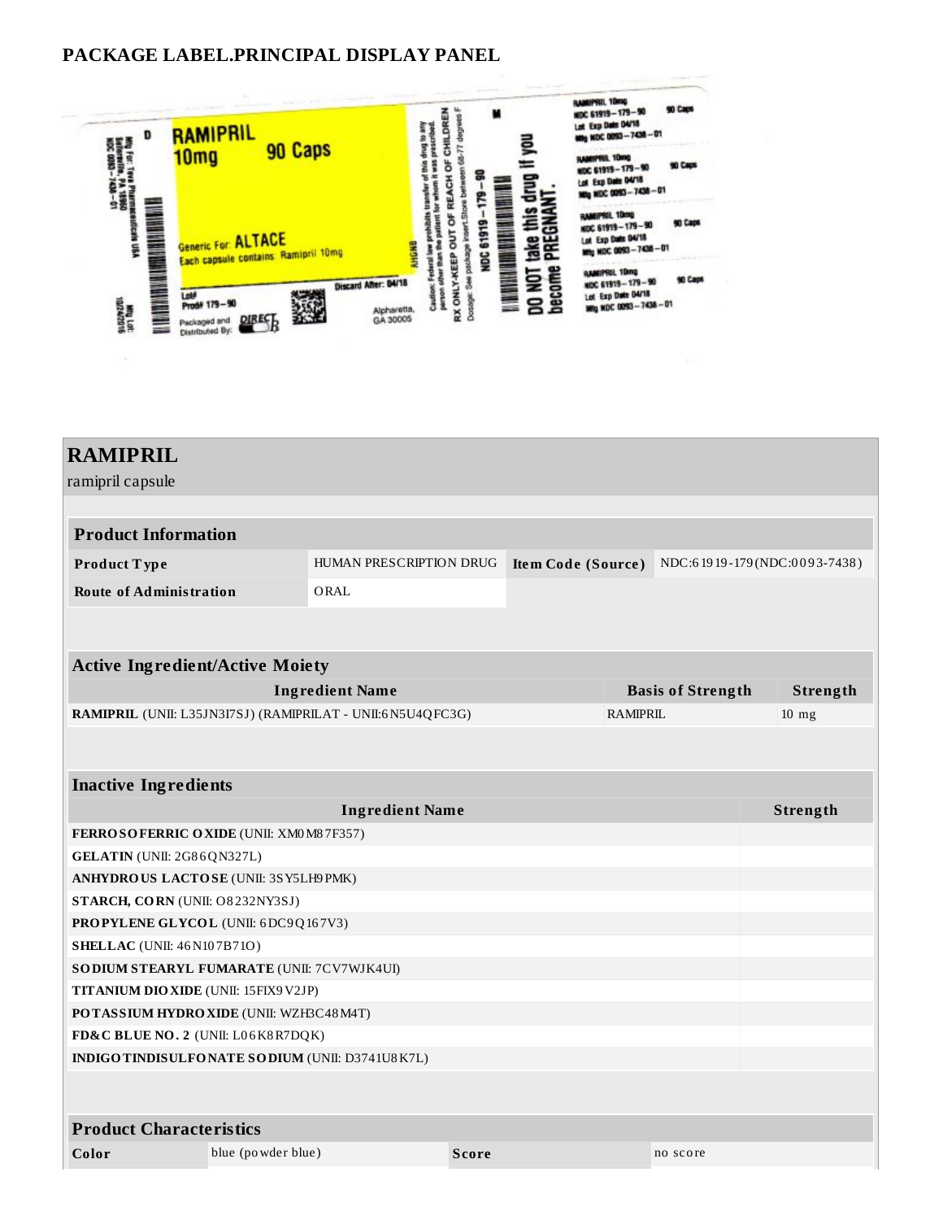## PACKAGE LABEL.PRINCIPAL DISPLAY PANEL

D

**RAMIPRIL**
**10mg** **90 Caps**

Generic For: **ALTACE**
Each capsule contains: Ramipril 10mg

Lot#
Prod# 179—90

Packaged and Distributed By: DIRECT Rx

Discard After: 04/18

Alpharetta, GA 30005

Mfg For: Teva Pharmaceuticals USA Sellersville, PA 18960 NDC 0093—7438—01

Mfg Lot: 10242016

Caution: Federal law prohibits transfer of this drug to any person other than the patient for whom it was prescribed.

RX ONLY-KEEP OUT OF REACH OF CHILDREN

Dosage: See package insert. Store between 68-77 degrees F

NDC 61919—179—90

M

**DO NOT take this drug if you become PREGNANT.**

RAMIPRIL 10mg
NDC 61919—179—90 90 Caps
Lot Exp Date 04/18
Mfg NDC 0093—7438—01

RAMIPRIL 10mg
NDC 61919—179—90 90 Caps
Lot Exp Date 04/18
Mfg NDC 0093—7438—01

RAMIPRIL 10mg
NDC 61919—179—90 90 Caps
Lot Exp Date 04/18
Mfg NDC 0093—7438—01

RAMIPRIL 10mg
NDC 61919—179—90 90 Caps
Lot Exp Date 04/18
Mfg NDC 0093—7438—01

## RAMIPRIL

ramipril capsule

| Product Information | | | |
|---|---|---|---|
| **Product Type** | HUMAN PRESCRIPTION DRUG | **Item Code (Source)** | NDC:61919-179(NDC:0093-7438) |
| **Route of Administration** | ORAL | | |

| Active Ingredient/Active Moiety | | |
|---|---|---|
| **Ingredient Name** | **Basis of Strength** | **Strength** |
| **RAMIPRIL** (UNII: L35JN3I7SJ) (RAMIPRILAT - UNII:6N5U4QFC3G) | RAMIPRIL | 10 mg |

| Inactive Ingredients | |
|---|---|
| **Ingredient Name** | **Strength** |
| **FERROSOFERRIC OXIDE** (UNII: XM0M87F357) | |
| **GELATIN** (UNII: 2G86QN327L) | |
| **ANHYDROUS LACTOSE** (UNII: 3SY5LH9PMK) | |
| **STARCH, CORN** (UNII: O8232NY3SJ) | |
| **PROPYLENE GLYCOL** (UNII: 6DC9Q167V3) | |
| **SHELLAC** (UNII: 46N107B71O) | |
| **SODIUM STEARYL FUMARATE** (UNII: 7CV7WJK4UI) | |
| **TITANIUM DIOXIDE** (UNII: 15FIX9V2JP) | |
| **POTASSIUM HYDROXIDE** (UNII: WZH3C48M4T) | |
| **FD&C BLUE NO. 2** (UNII: L06K8R7DQK) | |
| **INDIGOTINDISULFONATE SODIUM** (UNII: D3741U8K7L) | |

| Product Characteristics | | | |
|---|---|---|---|
| **Color** | blue (powder blue) | **Score** | no score |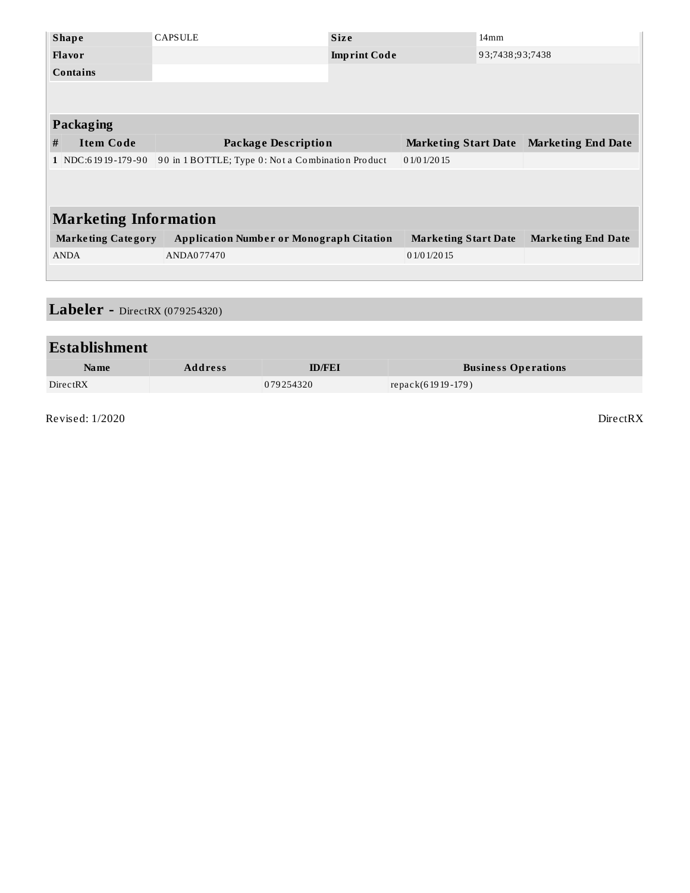| | | | |
|---|---|---|---|
| **Shape** | CAPSULE | **Size** | 14mm |
| **Flavor** | | **Imprint Code** | 93;7438;93;7438 |
| **Contains** | | | |

### Packaging

| # | Item Code | Package Description | Marketing Start Date | Marketing End Date |
|---|---|---|---|---|
| 1 | NDC:61919-179-90 | 90 in 1 BOTTLE; Type 0: Not a Combination Product | 01/01/2015 | |

### Marketing Information

| Marketing Category | Application Number or Monograph Citation | Marketing Start Date | Marketing End Date |
|---|---|---|---|
| ANDA | ANDA077470 | 01/01/2015 | |

## Labeler - DirectRX (079254320)

## Establishment

| Name | Address | ID/FEI | Business Operations |
|---|---|---|---|
| DirectRX | | 079254320 | repack(61919-179) |

Revised: 1/2020

DirectRX